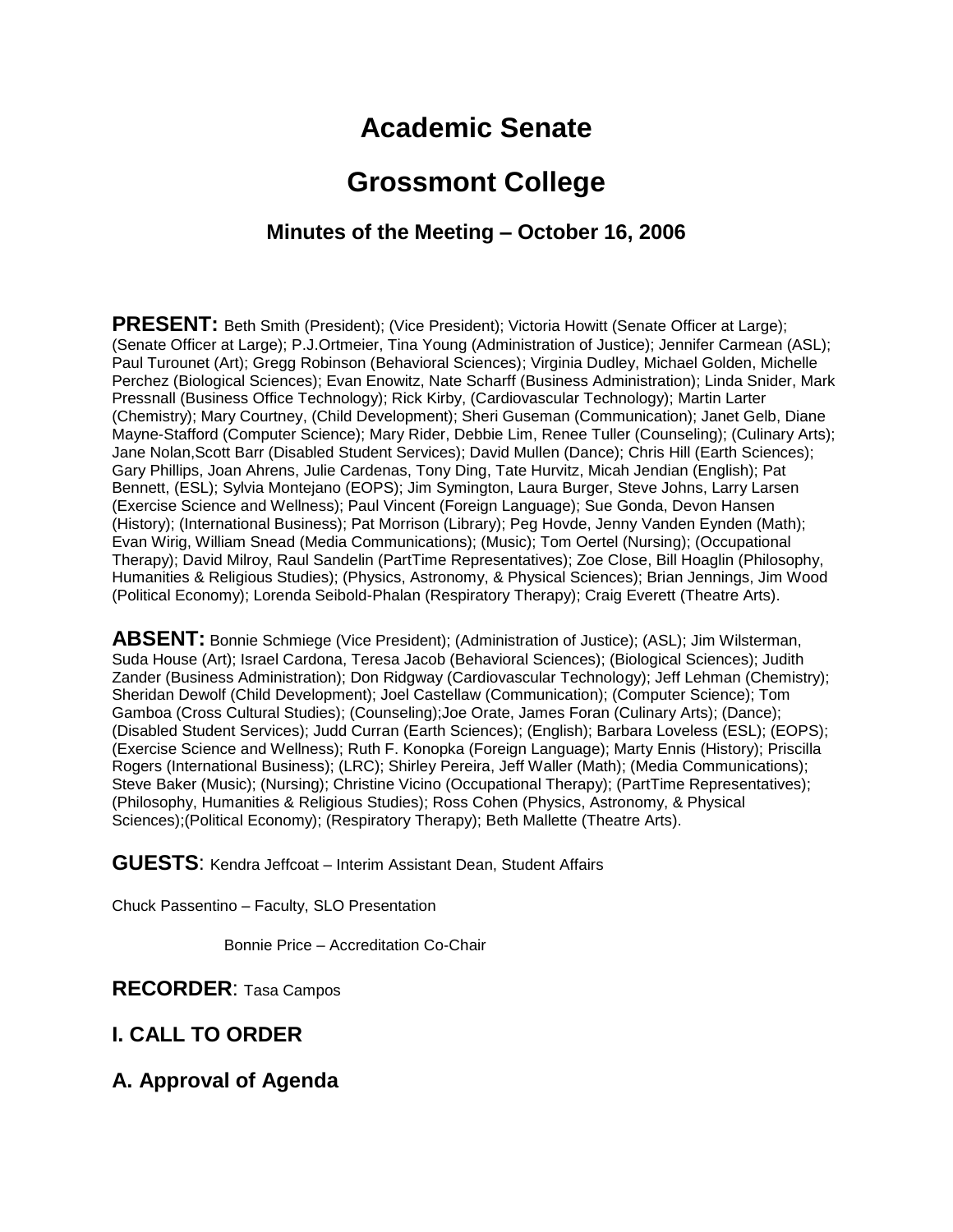# Academic Senate

# Grossmont College

### Minutes of the Meeting – October 16, 2006

**PRESENT:** Beth Smith (President); (Vice President); Victoria Howitt (Senate Officer at Large); (Senate Officer at Large); P.J.Ortmeier, Tina Young (Administration of Justice); Jennifer Carmean (ASL); Paul Turounet (Art); Gregg Robinson (Behavioral Sciences); Virginia Dudley, Michael Golden, Michelle Perchez (Biological Sciences); Evan Enowitz, Nate Scharff (Business Administration); Linda Snider, Mark Pressnall (Business Office Technology); Rick Kirby, (Cardiovascular Technology); Martin Larter (Chemistry); Mary Courtney, (Child Development); Sheri Guseman (Communication); Janet Gelb, Diane Mayne-Stafford (Computer Science); Mary Rider, Debbie Lim, Renee Tuller (Counseling); (Culinary Arts); Jane Nolan,Scott Barr (Disabled Student Services); David Mullen (Dance); Chris Hill (Earth Sciences); Gary Phillips, Joan Ahrens, Julie Cardenas, Tony Ding, Tate Hurvitz, Micah Jendian (English); Pat Bennett, (ESL); Sylvia Montejano (EOPS); Jim Symington, Laura Burger, Steve Johns, Larry Larsen (Exercise Science and Wellness); Paul Vincent (Foreign Language); Sue Gonda, Devon Hansen (History); (International Business); Pat Morrison (Library); Peg Hovde, Jenny Vanden Eynden (Math); Evan Wirig, William Snead (Media Communications); (Music); Tom Oertel (Nursing); (Occupational Therapy); David Milroy, Raul Sandelin (PartTime Representatives); Zoe Close, Bill Hoaglin (Philosophy, Humanities & Religious Studies); (Physics, Astronomy, & Physical Sciences); Brian Jennings, Jim Wood (Political Economy); Lorenda Seibold-Phalan (Respiratory Therapy); Craig Everett (Theatre Arts).

**ABSENT:** Bonnie Schmiege (Vice President); (Administration of Justice); (ASL); Jim Wilsterman, Suda House (Art); Israel Cardona, Teresa Jacob (Behavioral Sciences); (Biological Sciences); Judith Zander (Business Administration); Don Ridgway (Cardiovascular Technology); Jeff Lehman (Chemistry); Sheridan Dewolf (Child Development); Joel Castellaw (Communication); (Computer Science); Tom Gamboa (Cross Cultural Studies); (Counseling);Joe Orate, James Foran (Culinary Arts); (Dance); (Disabled Student Services); Judd Curran (Earth Sciences); (English); Barbara Loveless (ESL); (EOPS); (Exercise Science and Wellness); Ruth F. Konopka (Foreign Language); Marty Ennis (History); Priscilla Rogers (International Business); (LRC); Shirley Pereira, Jeff Waller (Math); (Media Communications); Steve Baker (Music); (Nursing); Christine Vicino (Occupational Therapy); (PartTime Representatives); (Philosophy, Humanities & Religious Studies); Ross Cohen (Physics, Astronomy, & Physical Sciences);(Political Economy); (Respiratory Therapy); Beth Mallette (Theatre Arts).

**GUESTS**: Kendra Jeffcoat – Interim Assistant Dean, Student Affairs

Chuck Passentino – Faculty, SLO Presentation

Bonnie Price – Accreditation Co-Chair

**RECORDER**: Tasa Campos

## I. CALL TO ORDER

## A. Approval of Agenda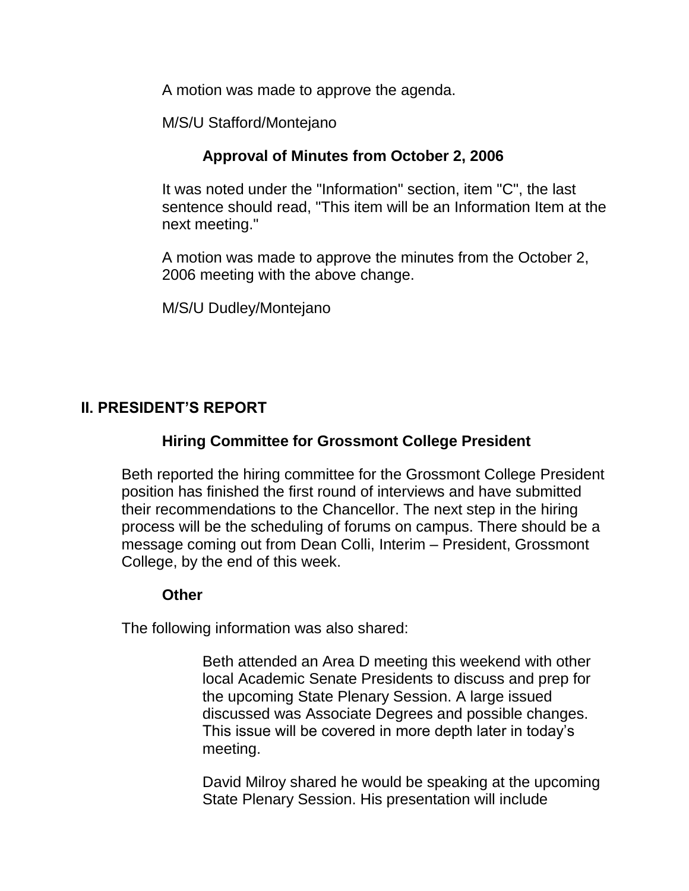A motion was made to approve the agenda.

M/S/U Stafford/Montejano

### Approval of Minutes from October 2, 2006

It was noted under the "Information" section, item "C", the last sentence should read, "This item will be an Information Item at the next meeting."

A motion was made to approve the minutes from the October 2, 2006 meeting with the above change.

M/S/U Dudley/Montejano

## II. PRESIDENT'S REPORT

### Hiring Committee for Grossmont College President

Beth reported the hiring committee for the Grossmont College President position has finished the first round of interviews and have submitted their recommendations to the Chancellor. The next step in the hiring process will be the scheduling of forums on campus. There should be a message coming out from Dean Colli, Interim – President, Grossmont College, by the end of this week.

### Other

The following information was also shared:

Beth attended an Area D meeting this weekend with other local Academic Senate Presidents to discuss and prep for the upcoming State Plenary Session. A large issued discussed was Associate Degrees and possible changes. This issue will be covered in more depth later in today's meeting.

David Milroy shared he would be speaking at the upcoming State Plenary Session. His presentation will include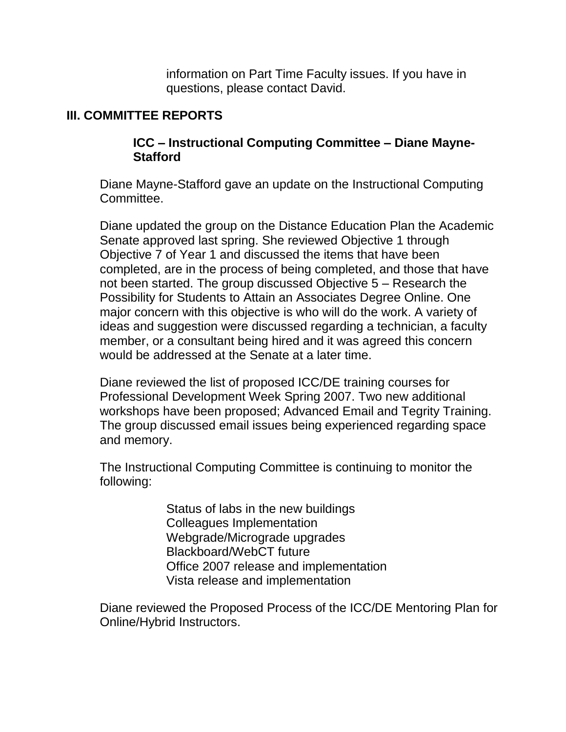information on Part Time Faculty issues. If you have in questions, please contact David.

## III. COMMITTEE REPORTS

### ICC – Instructional Computing Committee – Diane Mayne-Stafford

Diane Mayne-Stafford gave an update on the Instructional Computing Committee.

Diane updated the group on the Distance Education Plan the Academic Senate approved last spring. She reviewed Objective 1 through Objective 7 of Year 1 and discussed the items that have been completed, are in the process of being completed, and those that have not been started. The group discussed Objective 5 – Research the Possibility for Students to Attain an Associates Degree Online. One major concern with this objective is who will do the work. A variety of ideas and suggestion were discussed regarding a technician, a faculty member, or a consultant being hired and it was agreed this concern would be addressed at the Senate at a later time.

Diane reviewed the list of proposed ICC/DE training courses for Professional Development Week Spring 2007. Two new additional workshops have been proposed; Advanced Email and Tegrity Training. The group discussed email issues being experienced regarding space and memory.

The Instructional Computing Committee is continuing to monitor the following:

Status of labs in the new buildings
Colleagues Implementation
Webgrade/Micrograde upgrades
Blackboard/WebCT future
Office 2007 release and implementation
Vista release and implementation

Diane reviewed the Proposed Process of the ICC/DE Mentoring Plan for Online/Hybrid Instructors.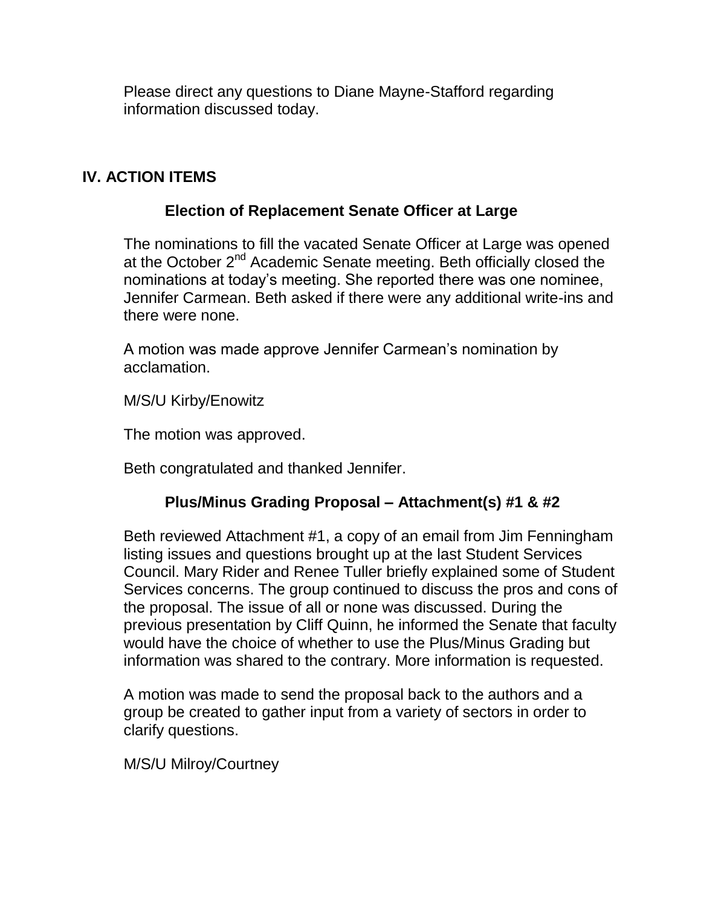Please direct any questions to Diane Mayne-Stafford regarding information discussed today.

## IV. ACTION ITEMS

### Election of Replacement Senate Officer at Large

The nominations to fill the vacated Senate Officer at Large was opened at the October 2nd Academic Senate meeting. Beth officially closed the nominations at today's meeting. She reported there was one nominee, Jennifer Carmean. Beth asked if there were any additional write-ins and there were none.

A motion was made approve Jennifer Carmean's nomination by acclamation.

M/S/U Kirby/Enowitz

The motion was approved.

Beth congratulated and thanked Jennifer.

### Plus/Minus Grading Proposal – Attachment(s) #1 & #2

Beth reviewed Attachment #1, a copy of an email from Jim Fenningham listing issues and questions brought up at the last Student Services Council. Mary Rider and Renee Tuller briefly explained some of Student Services concerns. The group continued to discuss the pros and cons of the proposal. The issue of all or none was discussed. During the previous presentation by Cliff Quinn, he informed the Senate that faculty would have the choice of whether to use the Plus/Minus Grading but information was shared to the contrary. More information is requested.

A motion was made to send the proposal back to the authors and a group be created to gather input from a variety of sectors in order to clarify questions.

M/S/U Milroy/Courtney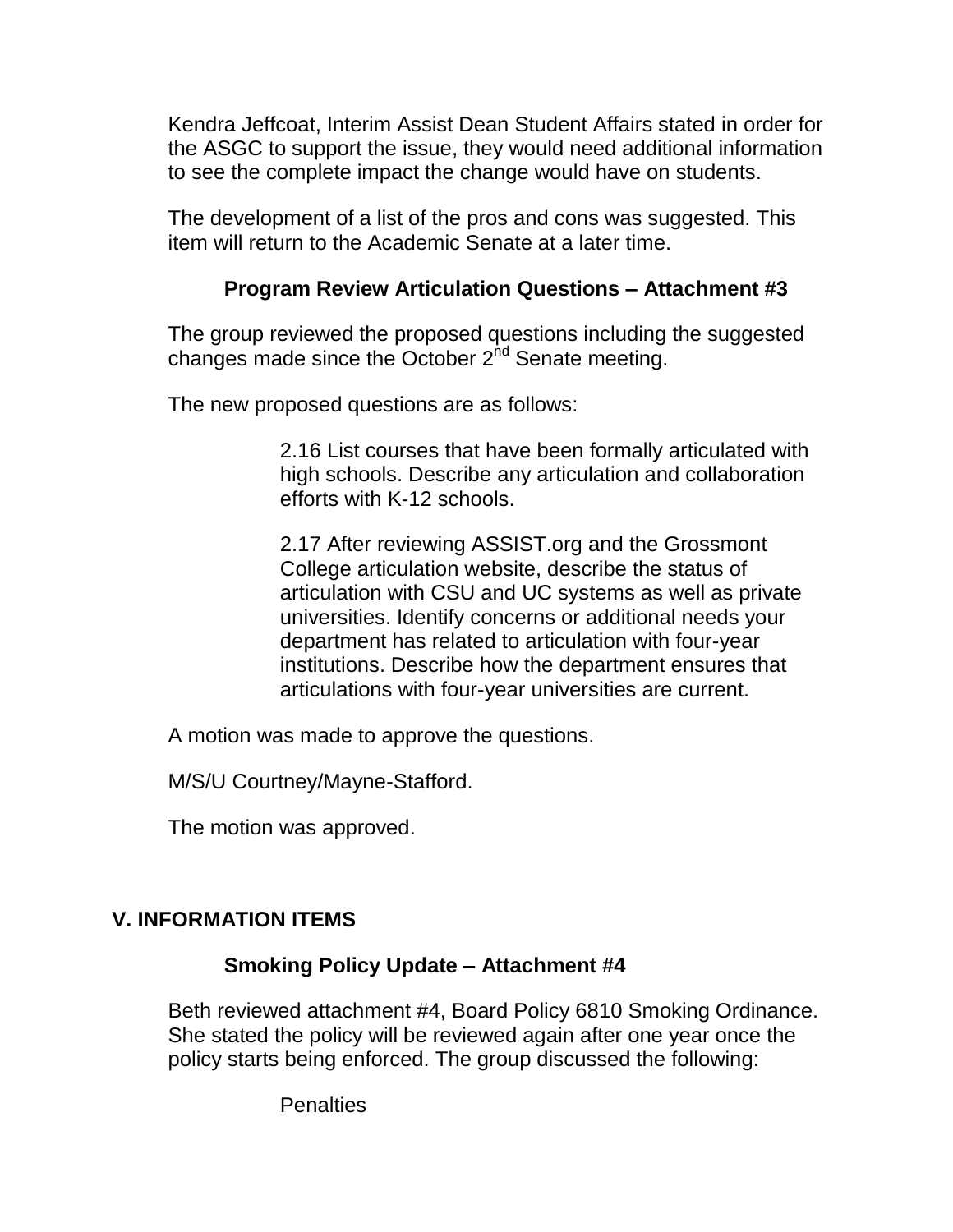Kendra Jeffcoat, Interim Assist Dean Student Affairs stated in order for the ASGC to support the issue, they would need additional information to see the complete impact the change would have on students.

The development of a list of the pros and cons was suggested. This item will return to the Academic Senate at a later time.

### Program Review Articulation Questions – Attachment #3

The group reviewed the proposed questions including the suggested changes made since the October 2nd Senate meeting.

The new proposed questions are as follows:

> 2.16 List courses that have been formally articulated with high schools. Describe any articulation and collaboration efforts with K-12 schools.
>
> 2.17 After reviewing ASSIST.org and the Grossmont College articulation website, describe the status of articulation with CSU and UC systems as well as private universities. Identify concerns or additional needs your department has related to articulation with four-year institutions. Describe how the department ensures that articulations with four-year universities are current.

A motion was made to approve the questions.

M/S/U Courtney/Mayne-Stafford.

The motion was approved.

## V. INFORMATION ITEMS

### Smoking Policy Update – Attachment #4

Beth reviewed attachment #4, Board Policy 6810 Smoking Ordinance. She stated the policy will be reviewed again after one year once the policy starts being enforced. The group discussed the following:

> Penalties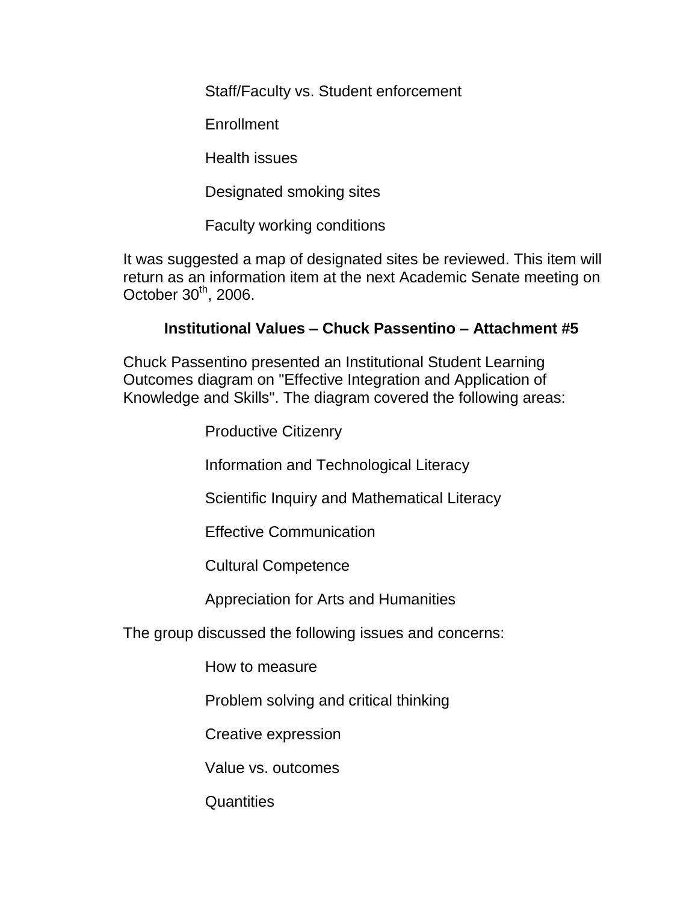Staff/Faculty vs. Student enforcement

Enrollment

Health issues

Designated smoking sites

Faculty working conditions

It was suggested a map of designated sites be reviewed. This item will return as an information item at the next Academic Senate meeting on October 30th, 2006.

**Institutional Values – Chuck Passentino – Attachment #5**

Chuck Passentino presented an Institutional Student Learning Outcomes diagram on "Effective Integration and Application of Knowledge and Skills". The diagram covered the following areas:

Productive Citizenry

Information and Technological Literacy

Scientific Inquiry and Mathematical Literacy

Effective Communication

Cultural Competence

Appreciation for Arts and Humanities

The group discussed the following issues and concerns:

How to measure

Problem solving and critical thinking

Creative expression

Value vs. outcomes

Quantities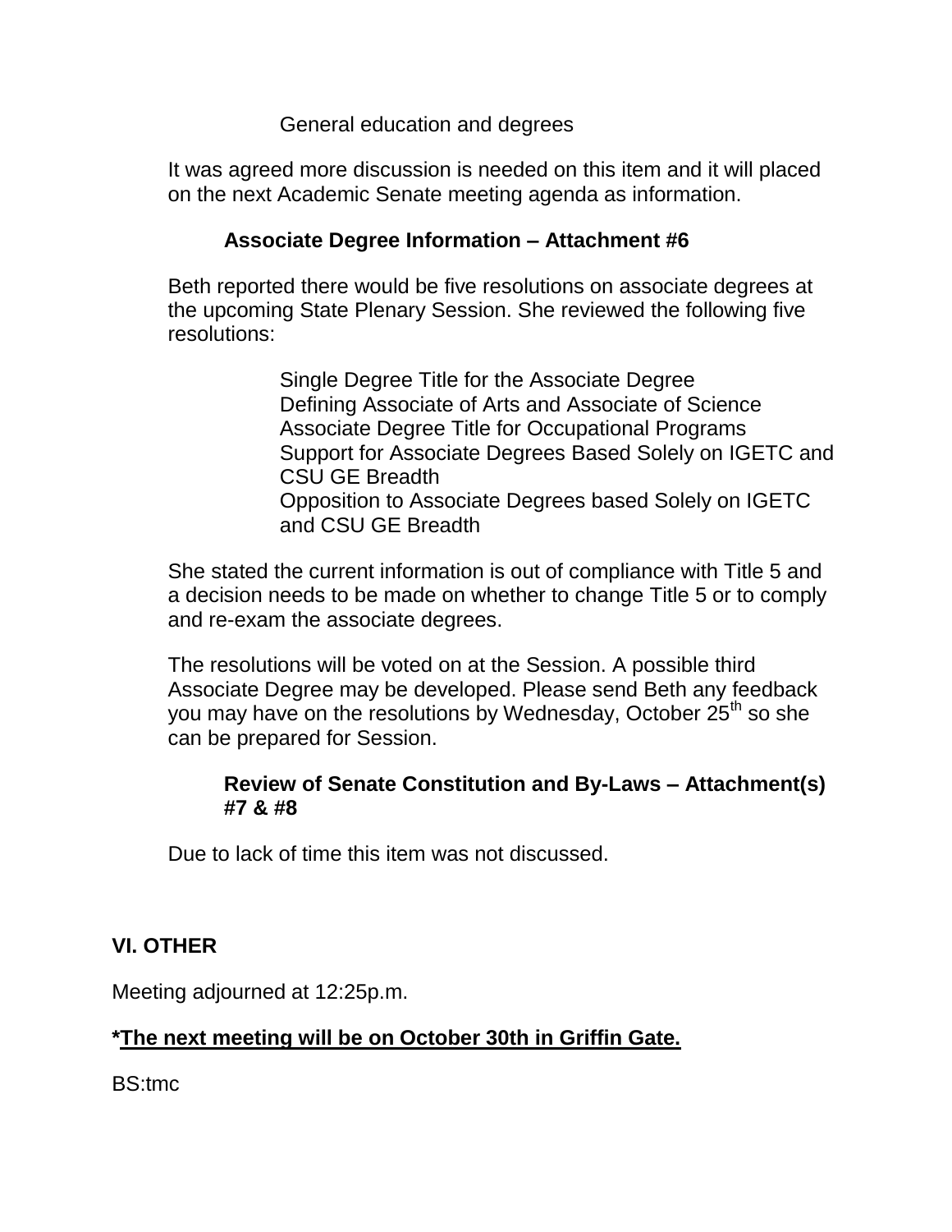General education and degrees

It was agreed more discussion is needed on this item and it will placed on the next Academic Senate meeting agenda as information.

**Associate Degree Information – Attachment #6**

Beth reported there would be five resolutions on associate degrees at the upcoming State Plenary Session. She reviewed the following five resolutions:

Single Degree Title for the Associate Degree
Defining Associate of Arts and Associate of Science
Associate Degree Title for Occupational Programs
Support for Associate Degrees Based Solely on IGETC and CSU GE Breadth
Opposition to Associate Degrees based Solely on IGETC and CSU GE Breadth

She stated the current information is out of compliance with Title 5 and a decision needs to be made on whether to change Title 5 or to comply and re-exam the associate degrees.

The resolutions will be voted on at the Session. A possible third Associate Degree may be developed. Please send Beth any feedback you may have on the resolutions by Wednesday, October 25th so she can be prepared for Session.

**Review of Senate Constitution and By-Laws – Attachment(s) #7 & #8**

Due to lack of time this item was not discussed.

## VI. OTHER

Meeting adjourned at 12:25p.m.

**<u>*The next meeting will be on October 30th in Griffin Gate.</u>**

BS:tmc